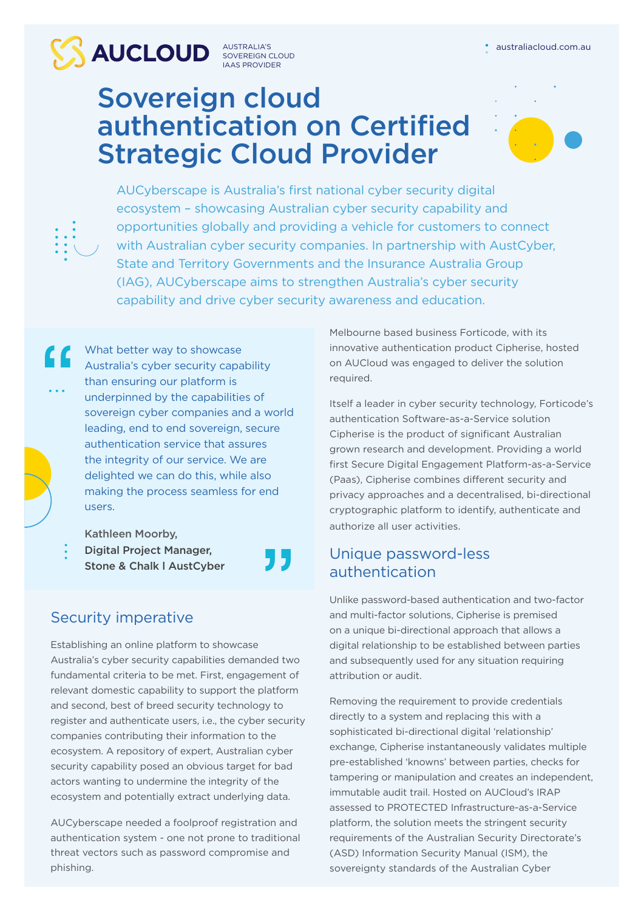**AUCLOUD** AUSTRALIA'S SOVEREIGN CLOUD IAAS PROVIDER

australiacloud.com.au

# Sovereign cloud authentication on Certified Strategic Cloud Provider

AUCyberscape is Australia's first national cyber security digital ecosystem – showcasing Australian cyber security capability and opportunities globally and providing a vehicle for customers to connect with Australian cyber security companies. In partnership with AustCyber, State and Territory Governments and the Insurance Australia Group (IAG), AUCyberscape aims to strengthen Australia's cyber security capability and drive cyber security awareness and education.

> "What better way to showcase Australia's cyber security capability than ensuring our platform is underpinned by the capabilities of sovereign cyber companies and a world leading, end to end sovereign, secure authentication service that assures the integrity of our service. We are delighted we can do this, while also making the process seamless for end users."
>
> **Kathleen Moorby, Digital Project Manager, Stone & Chalk | AustCyber**

## Security imperative

Establishing an online platform to showcase Australia's cyber security capabilities demanded two fundamental criteria to be met. First, engagement of relevant domestic capability to support the platform and second, best of breed security technology to register and authenticate users, i.e., the cyber security companies contributing their information to the ecosystem. A repository of expert, Australian cyber security capability posed an obvious target for bad actors wanting to undermine the integrity of the ecosystem and potentially extract underlying data.

AUCyberscape needed a foolproof registration and authentication system - one not prone to traditional threat vectors such as password compromise and phishing.

Melbourne based business Forticode, with its innovative authentication product Cipherise, hosted on AUCloud was engaged to deliver the solution required.

Itself a leader in cyber security technology, Forticode's authentication Software-as-a-Service solution Cipherise is the product of significant Australian grown research and development. Providing a world first Secure Digital Engagement Platform-as-a-Service (Paas), Cipherise combines different security and privacy approaches and a decentralised, bi-directional cryptographic platform to identify, authenticate and authorize all user activities.

## Unique password-less authentication

Unlike password-based authentication and two-factor and multi-factor solutions, Cipherise is premised on a unique bi-directional approach that allows a digital relationship to be established between parties and subsequently used for any situation requiring attribution or audit.

Removing the requirement to provide credentials directly to a system and replacing this with a sophisticated bi-directional digital 'relationship' exchange, Cipherise instantaneously validates multiple pre-established 'knowns' between parties, checks for tampering or manipulation and creates an independent, immutable audit trail. Hosted on AUCloud's IRAP assessed to PROTECTED Infrastructure-as-a-Service platform, the solution meets the stringent security requirements of the Australian Security Directorate's (ASD) Information Security Manual (ISM), the sovereignty standards of the Australian Cyber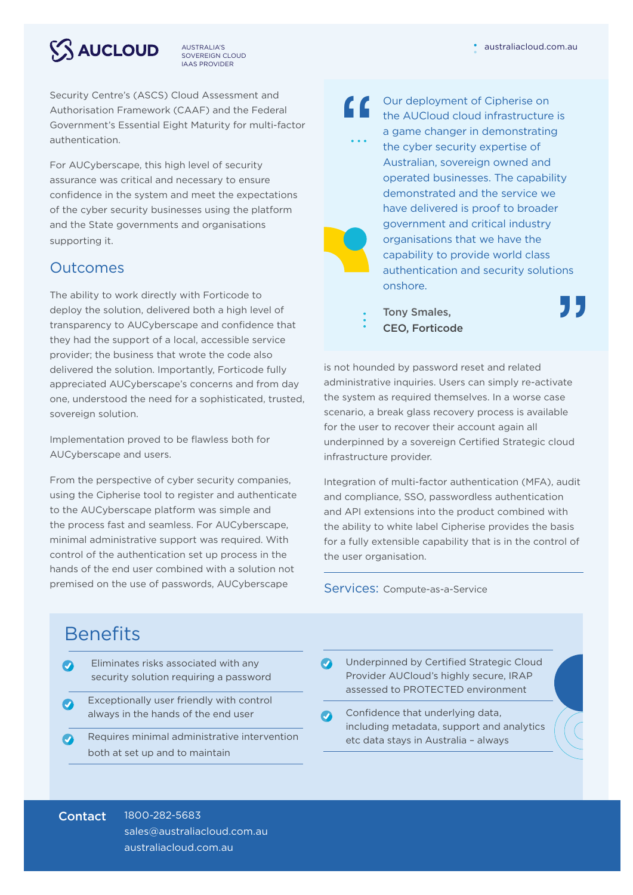Security Centre's (ASCS) Cloud Assessment and Authorisation Framework (CAAF) and the Federal Government's Essential Eight Maturity for multi-factor authentication.

For AUCyberscape, this high level of security assurance was critical and necessary to ensure confidence in the system and meet the expectations of the cyber security businesses using the platform and the State governments and organisations supporting it.

## Outcomes

The ability to work directly with Forticode to deploy the solution, delivered both a high level of transparency to AUCyberscape and confidence that they had the support of a local, accessible service provider; the business that wrote the code also delivered the solution. Importantly, Forticode fully appreciated AUCyberscape's concerns and from day one, understood the need for a sophisticated, trusted, sovereign solution.

Implementation proved to be flawless both for AUCyberscape and users.

From the perspective of cyber security companies, using the Cipherise tool to register and authenticate to the AUCyberscape platform was simple and the process fast and seamless. For AUCyberscape, minimal administrative support was required. With control of the authentication set up process in the hands of the end user combined with a solution not premised on the use of passwords, AUCyberscape is not hounded by password reset and related administrative inquiries. Users can simply re-activate the system as required themselves. In a worse case scenario, a break glass recovery process is available for the user to recover their account again all underpinned by a sovereign Certified Strategic cloud infrastructure provider.

> Our deployment of Cipherise on the AUCloud cloud infrastructure is a game changer in demonstrating the cyber security expertise of Australian, sovereign owned and operated businesses. The capability demonstrated and the service we have delivered is proof to broader government and critical industry organisations that we have the capability to provide world class authentication and security solutions onshore.
>
> **Tony Smales, CEO, Forticode**

Integration of multi-factor authentication (MFA), audit and compliance, SSO, passwordless authentication and API extensions into the product combined with the ability to white label Cipherise provides the basis for a fully extensible capability that is in the control of the user organisation.

**Services:** Compute-as-a-Service

## Benefits

- Eliminates risks associated with any security solution requiring a password
- Exceptionally user friendly with control always in the hands of the end user
- Requires minimal administrative intervention both at set up and to maintain
- Underpinned by Certified Strategic Cloud Provider AUCloud's highly secure, IRAP assessed to PROTECTED environment
- Confidence that underlying data, including metadata, support and analytics etc data stays in Australia – always

**Contact**
1800-282-5683
sales@australiacloud.com.au
australiacloud.com.au